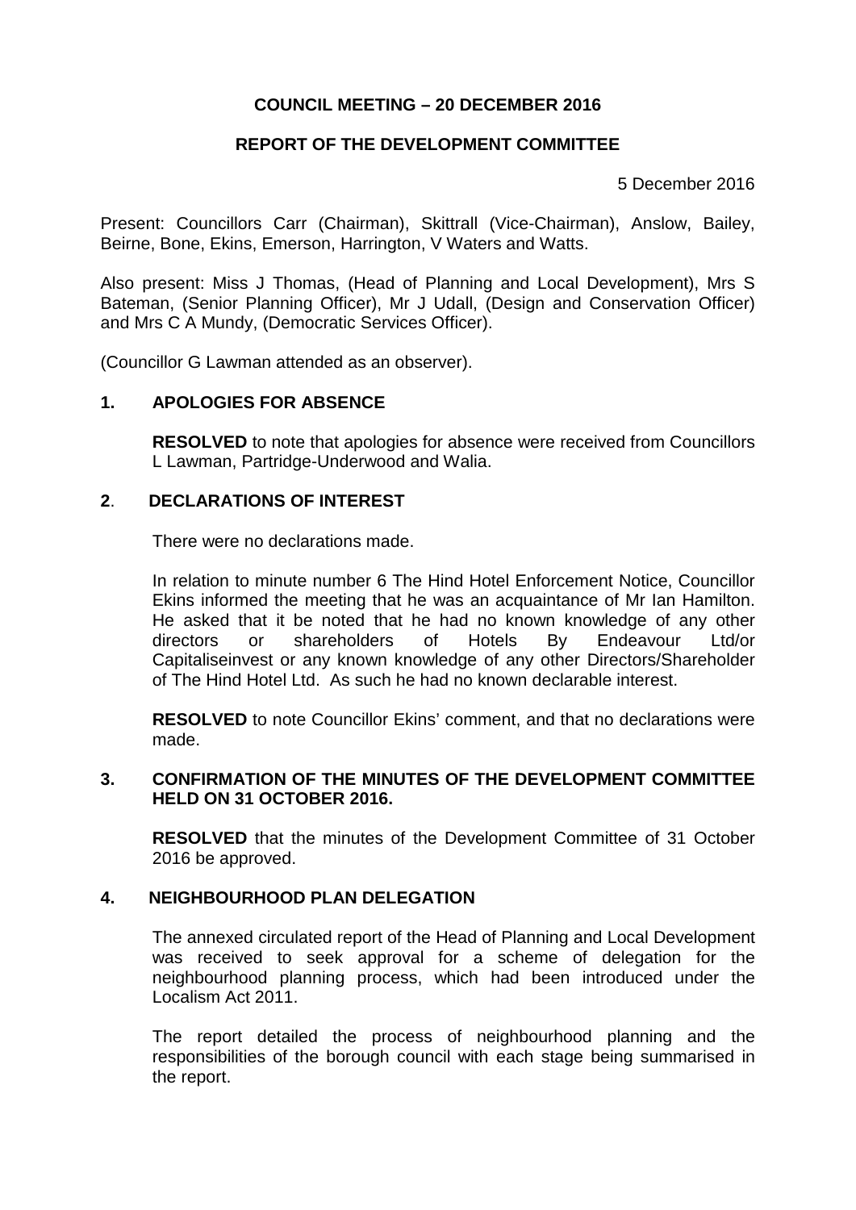**COUNCIL MEETING – 20 DECEMBER 2016**

**REPORT OF THE DEVELOPMENT COMMITTEE**

5 December 2016

Present: Councillors Carr (Chairman), Skittrall (Vice-Chairman), Anslow, Bailey, Beirne, Bone, Ekins, Emerson, Harrington, V Waters and Watts.

Also present: Miss J Thomas, (Head of Planning and Local Development), Mrs S Bateman, (Senior Planning Officer), Mr J Udall, (Design and Conservation Officer) and Mrs C A Mundy, (Democratic Services Officer).

(Councillor G Lawman attended as an observer).

## 1. APOLOGIES FOR ABSENCE

**RESOLVED** to note that apologies for absence were received from Councillors L Lawman, Partridge-Underwood and Walia.

## 2. DECLARATIONS OF INTEREST

There were no declarations made.

In relation to minute number 6 The Hind Hotel Enforcement Notice, Councillor Ekins informed the meeting that he was an acquaintance of Mr Ian Hamilton. He asked that it be noted that he had no known knowledge of any other directors or shareholders of Hotels By Endeavour Ltd/or Capitaliseinvest or any known knowledge of any other Directors/Shareholder of The Hind Hotel Ltd. As such he had no known declarable interest.

**RESOLVED** to note Councillor Ekins' comment, and that no declarations were made.

## 3. CONFIRMATION OF THE MINUTES OF THE DEVELOPMENT COMMITTEE HELD ON 31 OCTOBER 2016.

**RESOLVED** that the minutes of the Development Committee of 31 October 2016 be approved.

## 4. NEIGHBOURHOOD PLAN DELEGATION

The annexed circulated report of the Head of Planning and Local Development was received to seek approval for a scheme of delegation for the neighbourhood planning process, which had been introduced under the Localism Act 2011.

The report detailed the process of neighbourhood planning and the responsibilities of the borough council with each stage being summarised in the report.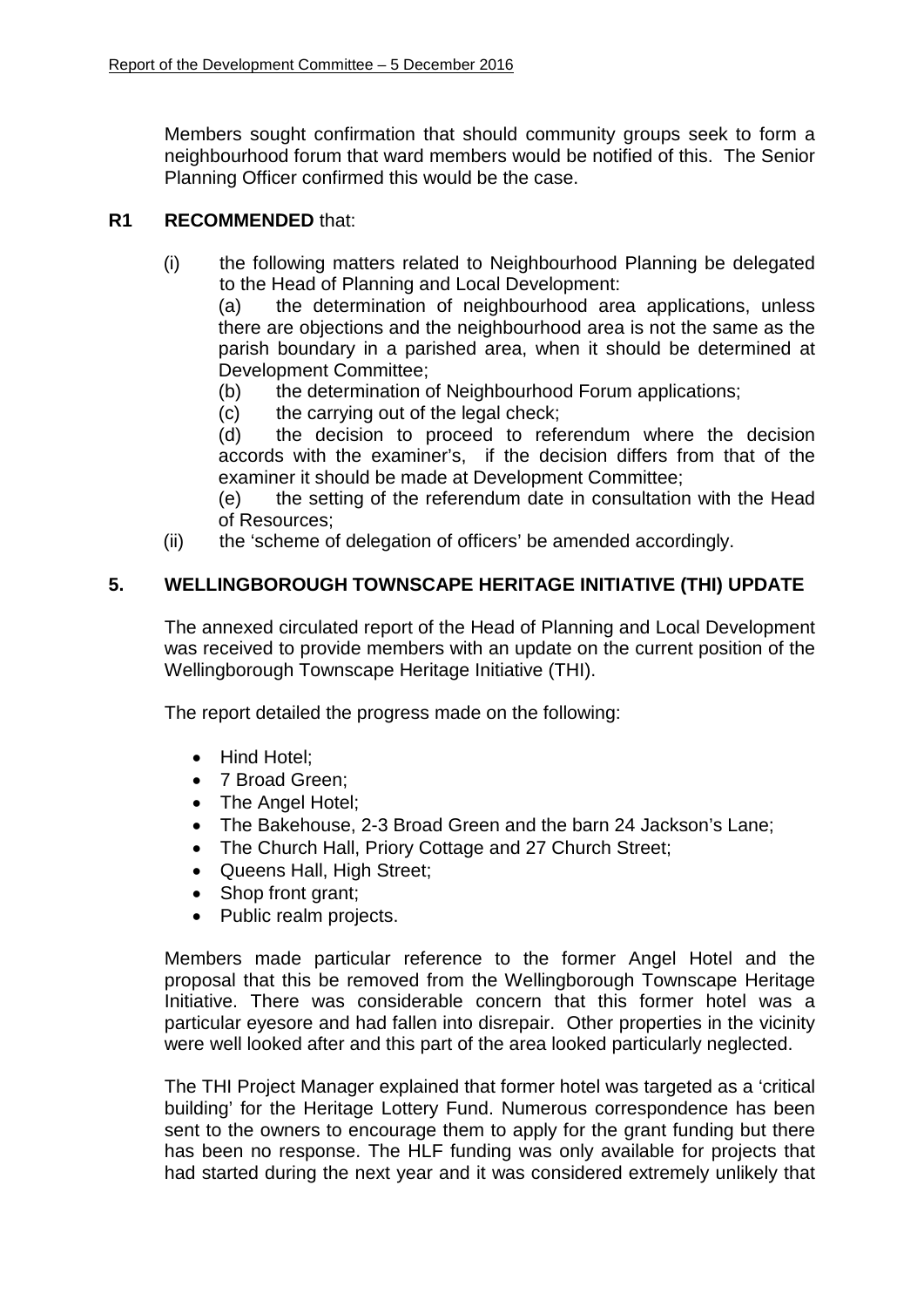Members sought confirmation that should community groups seek to form a neighbourhood forum that ward members would be notified of this. The Senior Planning Officer confirmed this would be the case.

**R1 RECOMMENDED** that:

(i) the following matters related to Neighbourhood Planning be delegated to the Head of Planning and Local Development:

(a) the determination of neighbourhood area applications, unless there are objections and the neighbourhood area is not the same as the parish boundary in a parished area, when it should be determined at Development Committee;

(b) the determination of Neighbourhood Forum applications;

(c) the carrying out of the legal check;

(d) the decision to proceed to referendum where the decision accords with the examiner's, if the decision differs from that of the examiner it should be made at Development Committee;

(e) the setting of the referendum date in consultation with the Head of Resources;

(ii) the 'scheme of delegation of officers' be amended accordingly.

## 5. WELLINGBOROUGH TOWNSCAPE HERITAGE INITIATIVE (THI) UPDATE

The annexed circulated report of the Head of Planning and Local Development was received to provide members with an update on the current position of the Wellingborough Townscape Heritage Initiative (THI).

The report detailed the progress made on the following:

- Hind Hotel;
- 7 Broad Green;
- The Angel Hotel;
- The Bakehouse, 2-3 Broad Green and the barn 24 Jackson's Lane;
- The Church Hall, Priory Cottage and 27 Church Street;
- Queens Hall, High Street;
- Shop front grant;
- Public realm projects.

Members made particular reference to the former Angel Hotel and the proposal that this be removed from the Wellingborough Townscape Heritage Initiative. There was considerable concern that this former hotel was a particular eyesore and had fallen into disrepair. Other properties in the vicinity were well looked after and this part of the area looked particularly neglected.

The THI Project Manager explained that former hotel was targeted as a 'critical building' for the Heritage Lottery Fund. Numerous correspondence has been sent to the owners to encourage them to apply for the grant funding but there has been no response. The HLF funding was only available for projects that had started during the next year and it was considered extremely unlikely that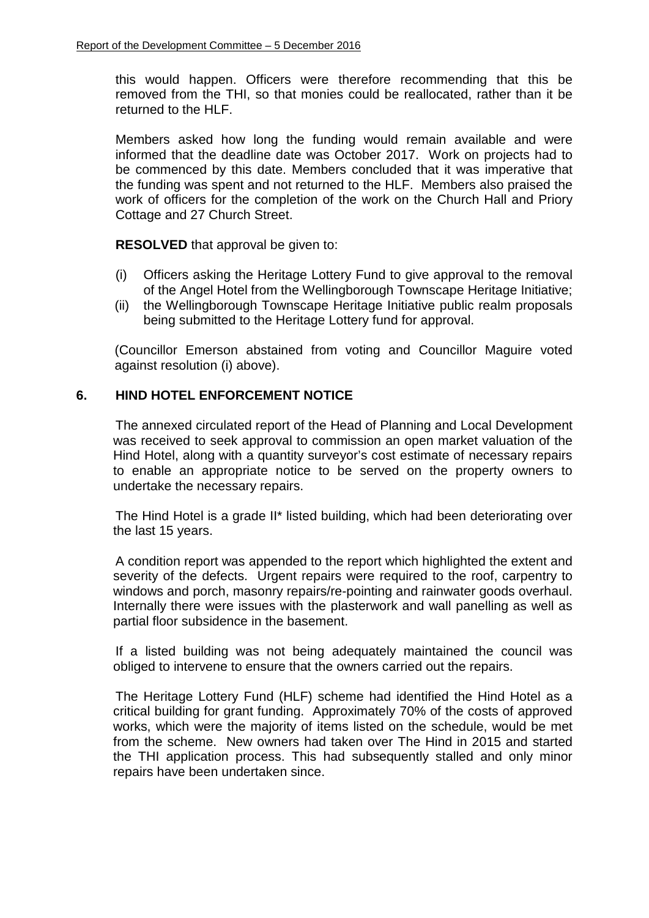this would happen. Officers were therefore recommending that this be removed from the THI, so that monies could be reallocated, rather than it be returned to the HLF.

Members asked how long the funding would remain available and were informed that the deadline date was October 2017. Work on projects had to be commenced by this date. Members concluded that it was imperative that the funding was spent and not returned to the HLF. Members also praised the work of officers for the completion of the work on the Church Hall and Priory Cottage and 27 Church Street.

**RESOLVED** that approval be given to:

- (i) Officers asking the Heritage Lottery Fund to give approval to the removal of the Angel Hotel from the Wellingborough Townscape Heritage Initiative;
- (ii) the Wellingborough Townscape Heritage Initiative public realm proposals being submitted to the Heritage Lottery fund for approval.

(Councillor Emerson abstained from voting and Councillor Maguire voted against resolution (i) above).

## 6. HIND HOTEL ENFORCEMENT NOTICE

The annexed circulated report of the Head of Planning and Local Development was received to seek approval to commission an open market valuation of the Hind Hotel, along with a quantity surveyor's cost estimate of necessary repairs to enable an appropriate notice to be served on the property owners to undertake the necessary repairs.

The Hind Hotel is a grade II* listed building, which had been deteriorating over the last 15 years.

A condition report was appended to the report which highlighted the extent and severity of the defects. Urgent repairs were required to the roof, carpentry to windows and porch, masonry repairs/re-pointing and rainwater goods overhaul. Internally there were issues with the plasterwork and wall panelling as well as partial floor subsidence in the basement.

If a listed building was not being adequately maintained the council was obliged to intervene to ensure that the owners carried out the repairs.

The Heritage Lottery Fund (HLF) scheme had identified the Hind Hotel as a critical building for grant funding. Approximately 70% of the costs of approved works, which were the majority of items listed on the schedule, would be met from the scheme. New owners had taken over The Hind in 2015 and started the THI application process. This had subsequently stalled and only minor repairs have been undertaken since.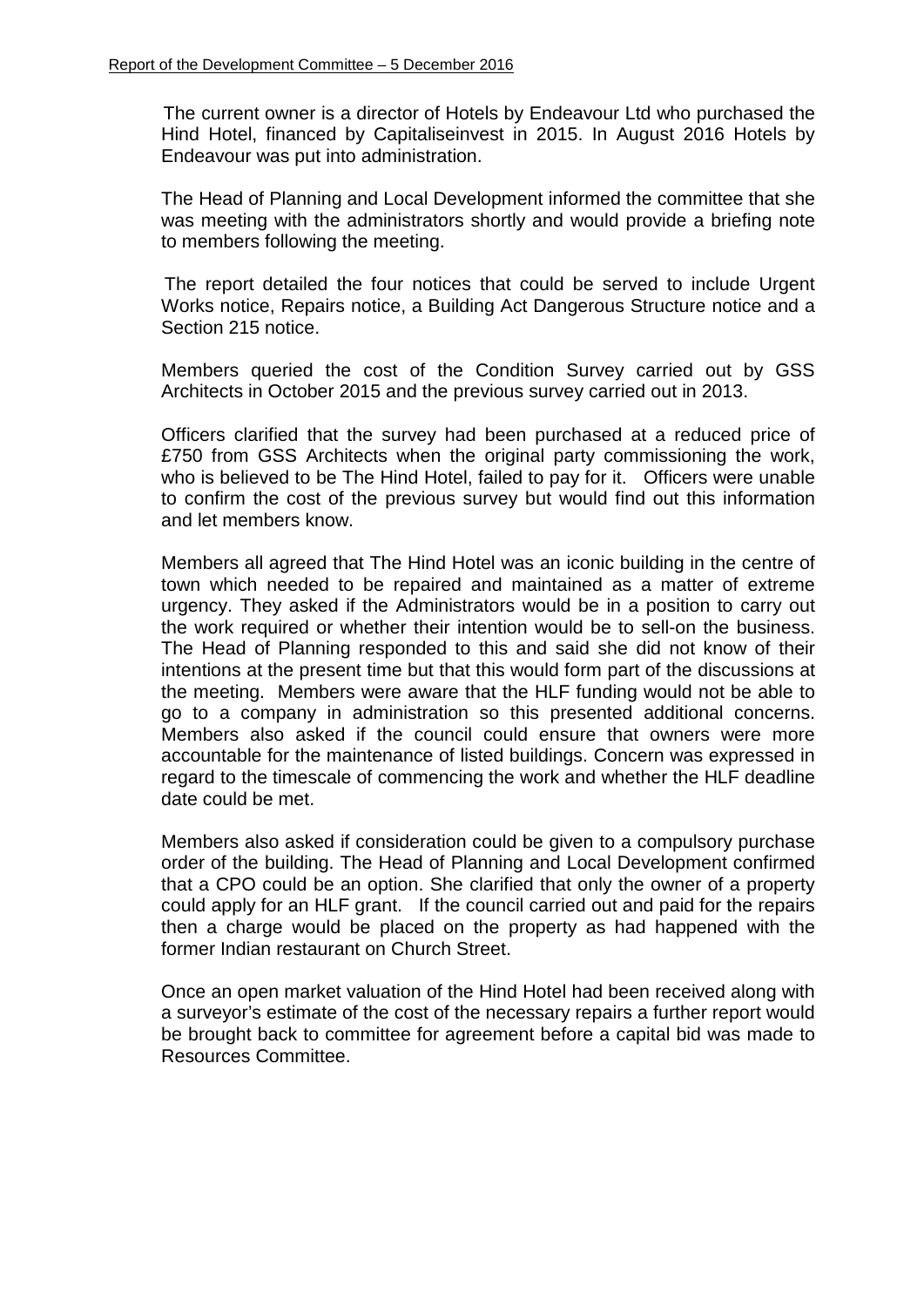The current owner is a director of Hotels by Endeavour Ltd who purchased the Hind Hotel, financed by Capitaliseinvest in 2015. In August 2016 Hotels by Endeavour was put into administration.

The Head of Planning and Local Development informed the committee that she was meeting with the administrators shortly and would provide a briefing note to members following the meeting.

The report detailed the four notices that could be served to include Urgent Works notice, Repairs notice, a Building Act Dangerous Structure notice and a Section 215 notice.

Members queried the cost of the Condition Survey carried out by GSS Architects in October 2015 and the previous survey carried out in 2013.

Officers clarified that the survey had been purchased at a reduced price of £750 from GSS Architects when the original party commissioning the work, who is believed to be The Hind Hotel, failed to pay for it. Officers were unable to confirm the cost of the previous survey but would find out this information and let members know.

Members all agreed that The Hind Hotel was an iconic building in the centre of town which needed to be repaired and maintained as a matter of extreme urgency. They asked if the Administrators would be in a position to carry out the work required or whether their intention would be to sell-on the business. The Head of Planning responded to this and said she did not know of their intentions at the present time but that this would form part of the discussions at the meeting. Members were aware that the HLF funding would not be able to go to a company in administration so this presented additional concerns. Members also asked if the council could ensure that owners were more accountable for the maintenance of listed buildings. Concern was expressed in regard to the timescale of commencing the work and whether the HLF deadline date could be met.

Members also asked if consideration could be given to a compulsory purchase order of the building. The Head of Planning and Local Development confirmed that a CPO could be an option. She clarified that only the owner of a property could apply for an HLF grant. If the council carried out and paid for the repairs then a charge would be placed on the property as had happened with the former Indian restaurant on Church Street.

Once an open market valuation of the Hind Hotel had been received along with a surveyor's estimate of the cost of the necessary repairs a further report would be brought back to committee for agreement before a capital bid was made to Resources Committee.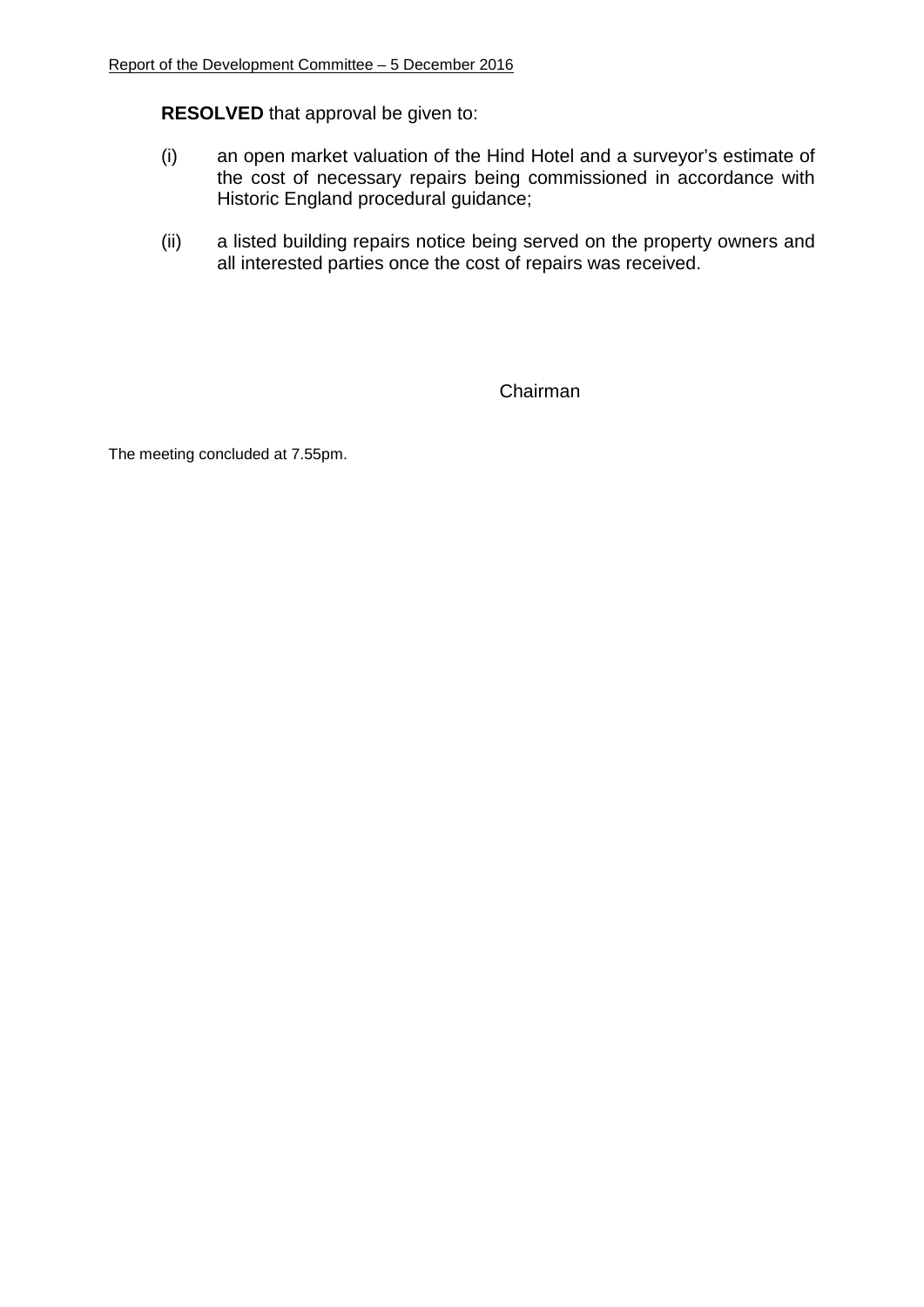**RESOLVED** that approval be given to:

(i) an open market valuation of the Hind Hotel and a surveyor's estimate of the cost of necessary repairs being commissioned in accordance with Historic England procedural guidance;

(ii) a listed building repairs notice being served on the property owners and all interested parties once the cost of repairs was received.

Chairman

The meeting concluded at 7.55pm.